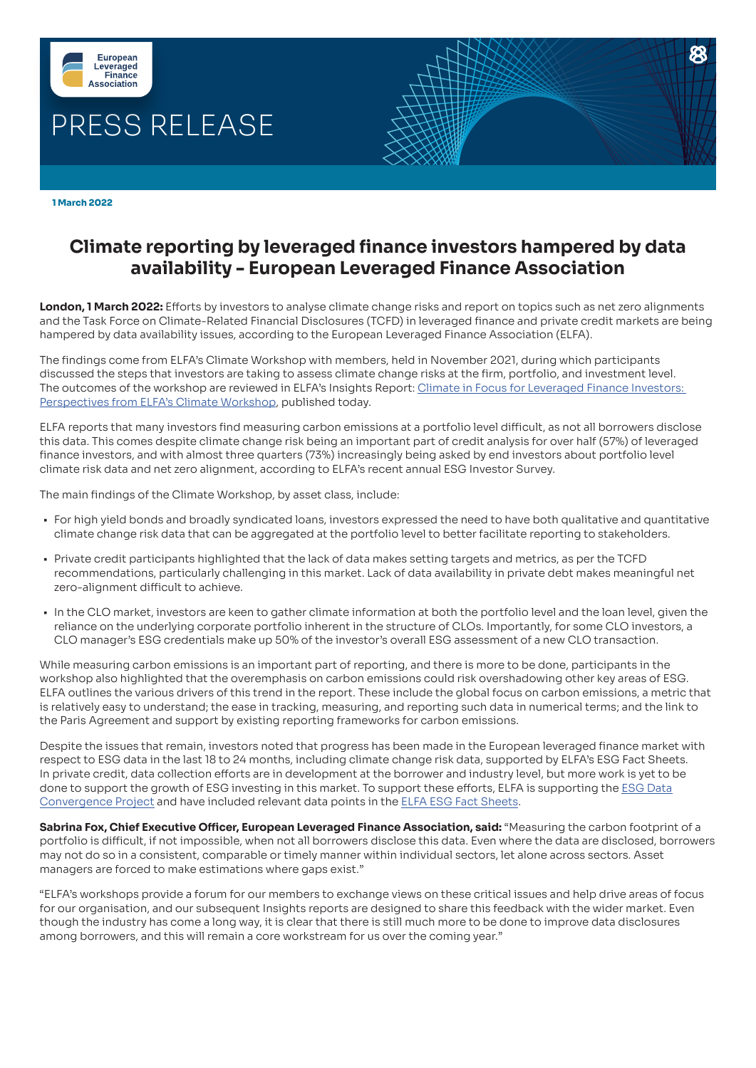European Leveraged Finance Association

# PRESS RELEASE

**1 March 2022**

## Climate reporting by leveraged finance investors hampered by data availability - European Leveraged Finance Association

**London, 1 March 2022:** Efforts by investors to analyse climate change risks and report on topics such as net zero alignments and the Task Force on Climate-Related Financial Disclosures (TCFD) in leveraged finance and private credit markets are being hampered by data availability issues, according to the European Leveraged Finance Association (ELFA).

The findings come from ELFA's Climate Workshop with members, held in November 2021, during which participants discussed the steps that investors are taking to assess climate change risks at the firm, portfolio, and investment level. The outcomes of the workshop are reviewed in ELFA's Insights Report: Climate in Focus for Leveraged Finance Investors: Perspectives from ELFA's Climate Workshop, published today.

ELFA reports that many investors find measuring carbon emissions at a portfolio level difficult, as not all borrowers disclose this data. This comes despite climate change risk being an important part of credit analysis for over half (57%) of leveraged finance investors, and with almost three quarters (73%) increasingly being asked by end investors about portfolio level climate risk data and net zero alignment, according to ELFA's recent annual ESG Investor Survey.

The main findings of the Climate Workshop, by asset class, include:

- For high yield bonds and broadly syndicated loans, investors expressed the need to have both qualitative and quantitative climate change risk data that can be aggregated at the portfolio level to better facilitate reporting to stakeholders.
- Private credit participants highlighted that the lack of data makes setting targets and metrics, as per the TCFD recommendations, particularly challenging in this market. Lack of data availability in private debt makes meaningful net zero-alignment difficult to achieve.
- In the CLO market, investors are keen to gather climate information at both the portfolio level and the loan level, given the reliance on the underlying corporate portfolio inherent in the structure of CLOs. Importantly, for some CLO investors, a CLO manager's ESG credentials make up 50% of the investor's overall ESG assessment of a new CLO transaction.

While measuring carbon emissions is an important part of reporting, and there is more to be done, participants in the workshop also highlighted that the overemphasis on carbon emissions could risk overshadowing other key areas of ESG. ELFA outlines the various drivers of this trend in the report. These include the global focus on carbon emissions, a metric that is relatively easy to understand; the ease in tracking, measuring, and reporting such data in numerical terms; and the link to the Paris Agreement and support by existing reporting frameworks for carbon emissions.

Despite the issues that remain, investors noted that progress has been made in the European leveraged finance market with respect to ESG data in the last 18 to 24 months, including climate change risk data, supported by ELFA's ESG Fact Sheets. In private credit, data collection efforts are in development at the borrower and industry level, but more work is yet to be done to support the growth of ESG investing in this market. To support these efforts, ELFA is supporting the ESG Data Convergence Project and have included relevant data points in the ELFA ESG Fact Sheets.

**Sabrina Fox, Chief Executive Officer, European Leveraged Finance Association, said:** "Measuring the carbon footprint of a portfolio is difficult, if not impossible, when not all borrowers disclose this data. Even where the data are disclosed, borrowers may not do so in a consistent, comparable or timely manner within individual sectors, let alone across sectors. Asset managers are forced to make estimations where gaps exist."

"ELFA's workshops provide a forum for our members to exchange views on these critical issues and help drive areas of focus for our organisation, and our subsequent Insights reports are designed to share this feedback with the wider market. Even though the industry has come a long way, it is clear that there is still much more to be done to improve data disclosures among borrowers, and this will remain a core workstream for us over the coming year."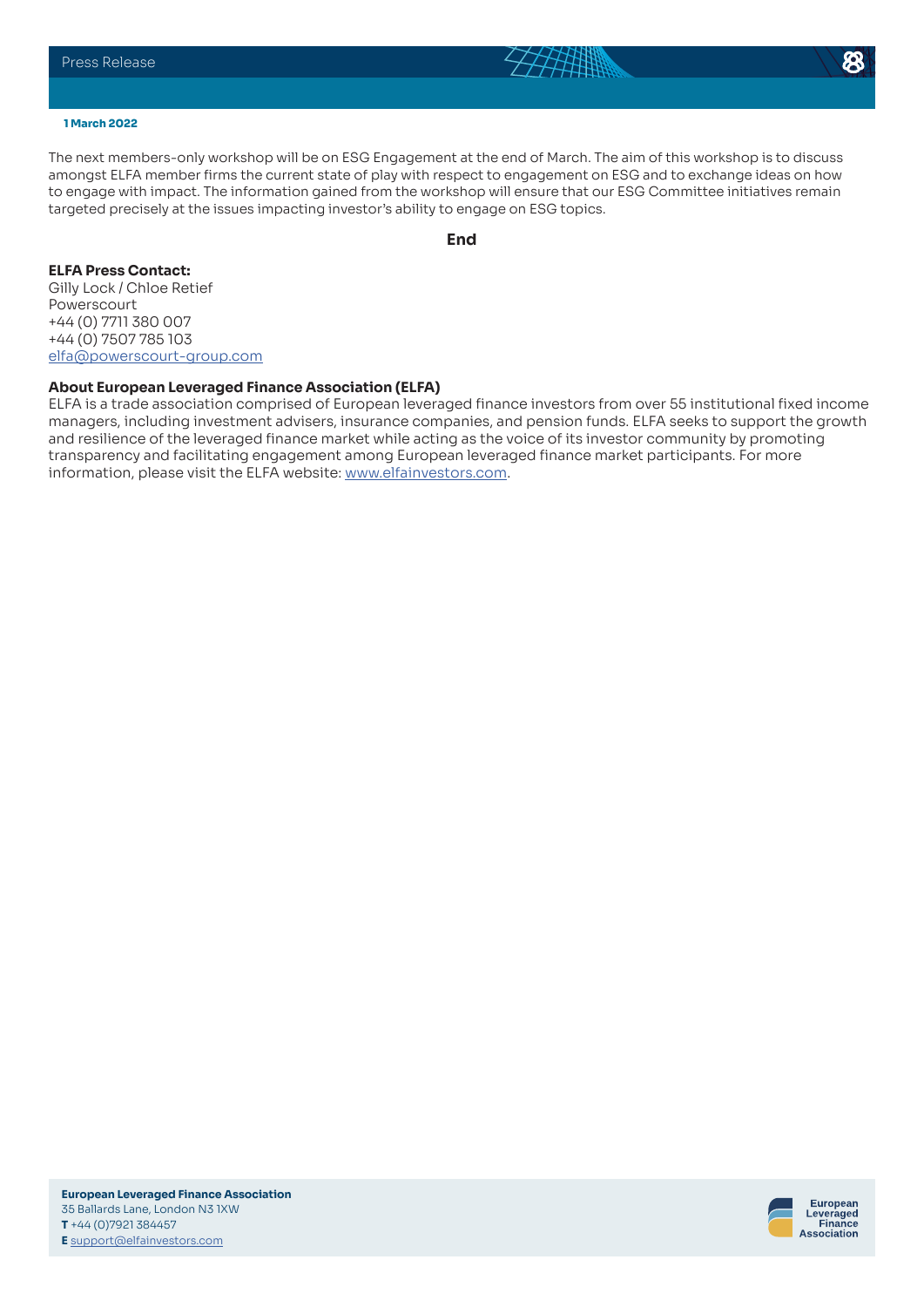**1 March 2022**

The next members-only workshop will be on ESG Engagement at the end of March. The aim of this workshop is to discuss amongst ELFA member firms the current state of play with respect to engagement on ESG and to exchange ideas on how to engage with impact. The information gained from the workshop will ensure that our ESG Committee initiatives remain targeted precisely at the issues impacting investor's ability to engage on ESG topics.

**End**

**ELFA Press Contact:**
Gilly Lock / Chloe Retief
Powerscourt
+44 (0) 7711 380 007
+44 (0) 7507 785 103
elfa@powerscourt-group.com

**About European Leveraged Finance Association (ELFA)**
ELFA is a trade association comprised of European leveraged finance investors from over 55 institutional fixed income managers, including investment advisers, insurance companies, and pension funds. ELFA seeks to support the growth and resilience of the leveraged finance market while acting as the voice of its investor community by promoting transparency and facilitating engagement among European leveraged finance market participants. For more information, please visit the ELFA website: www.elfainvestors.com.

**European Leveraged Finance Association**
35 Ballards Lane, London N3 1XW
**T** +44 (0)7921 384457
**E** support@elfainvestors.com